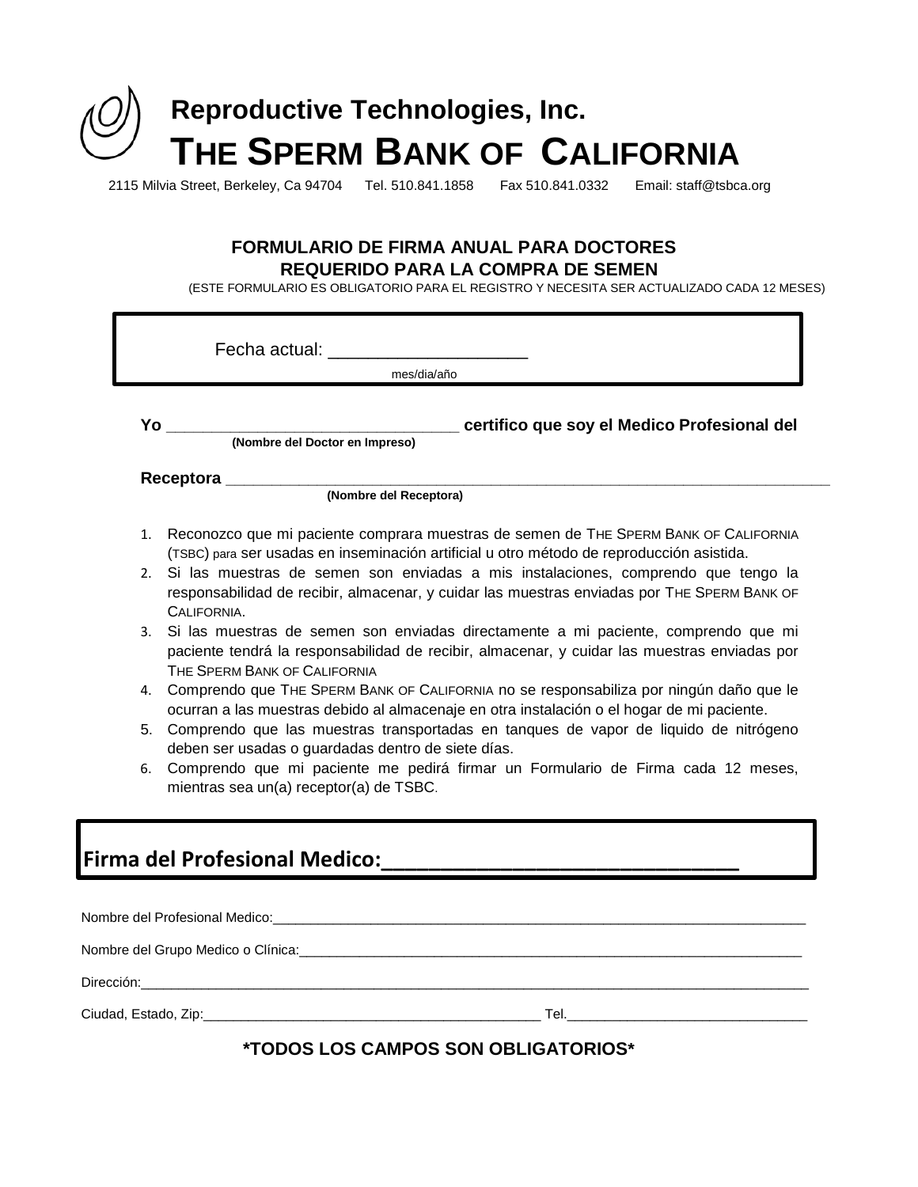# Reproductive Technologies, Inc.

# THE SPERM BANK OF CALIFORNIA

2115 Milvia Street, Berkeley, Ca 94704 Tel. 510.841.1858 Fax 510.841.0332 Email: staff@tsbca.org

## FORMULARIO DE FIRMA ANUAL PARA DOCTORES REQUERIDO PARA LA COMPRA DE SEMEN

(ESTE FORMULARIO ES OBLIGATORIO PARA EL REGISTRO Y NECESITA SER ACTUALIZADO CADA 12 MESES)

Fecha actual: ____________________
mes/dia/año

**Yo ________________________________ certifico que soy el Medico Profesional del**
**(Nombre del Doctor en Impreso)**

**Receptora ______________________________________________________________________**
**(Nombre del Receptora)**

1. Reconozco que mi paciente comprara muestras de semen de THE SPERM BANK OF CALIFORNIA (TSBC) para ser usadas en inseminación artificial u otro método de reproducción asistida.
2. Si las muestras de semen son enviadas a mis instalaciones, comprendo que tengo la responsabilidad de recibir, almacenar, y cuidar las muestras enviadas por THE SPERM BANK OF CALIFORNIA.
3. Si las muestras de semen son enviadas directamente a mi paciente, comprendo que mi paciente tendrá la responsabilidad de recibir, almacenar, y cuidar las muestras enviadas por THE SPERM BANK OF CALIFORNIA
4. Comprendo que THE SPERM BANK OF CALIFORNIA no se responsabiliza por ningún daño que le ocurran a las muestras debido al almacenaje en otra instalación o el hogar de mi paciente.
5. Comprendo que las muestras transportadas en tanques de vapor de liquido de nitrógeno deben ser usadas o guardadas dentro de siete días.
6. Comprendo que mi paciente me pedirá firmar un Formulario de Firma cada 12 meses, mientras sea un(a) receptor(a) de TSBC.

**Firma del Profesional Medico:______________________________**

Nombre del Profesional Medico:______________________________________________________________________

Nombre del Grupo Medico o Clínica:__________________________________________________________________

Dirección:_______________________________________________________________________________________

Ciudad, Estado, Zip:_____________________________________________ Tel.________________________________

**\*TODOS LOS CAMPOS SON OBLIGATORIOS\***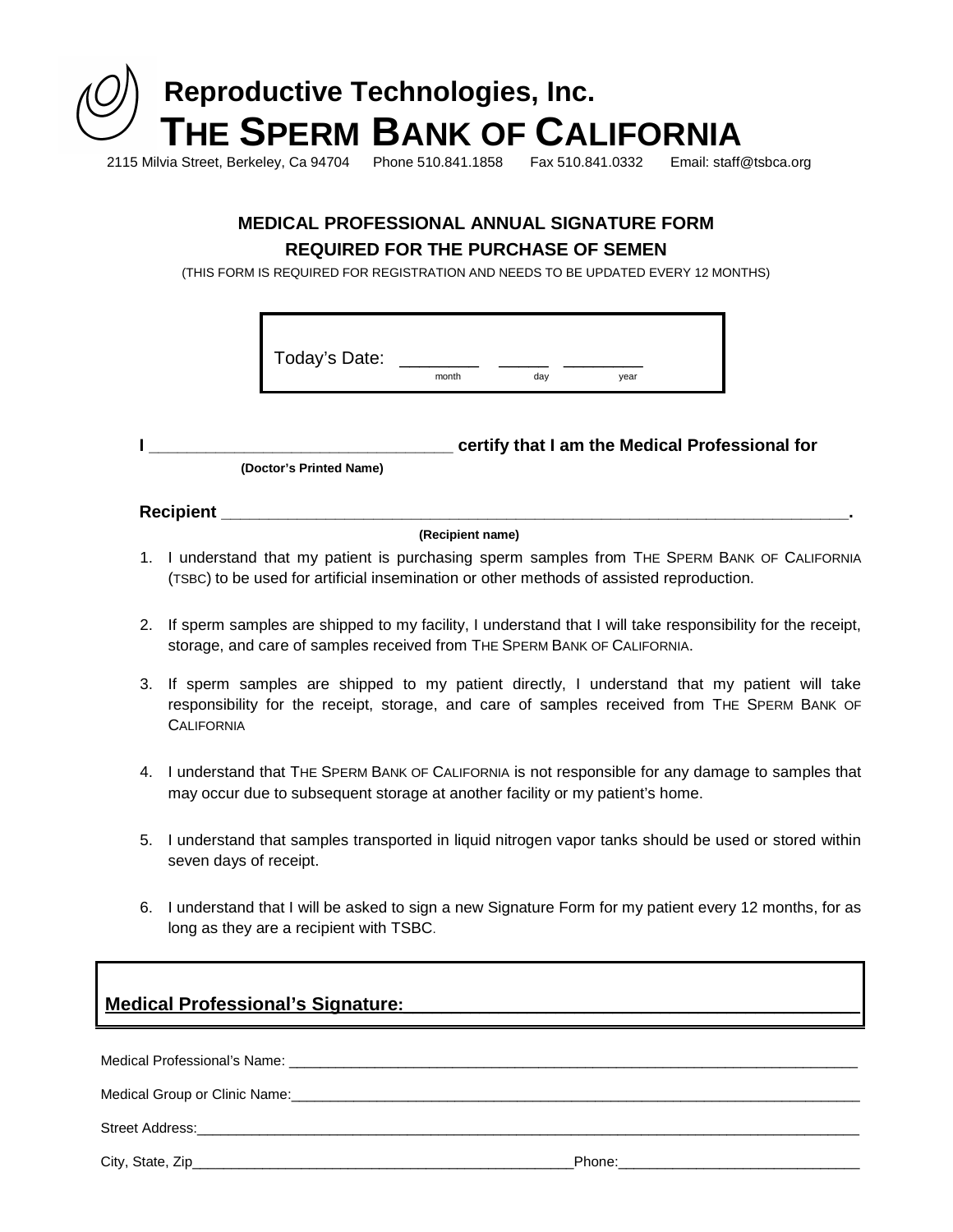# Reproductive Technologies, Inc.
# THE SPERM BANK OF CALIFORNIA

2115 Milvia Street, Berkeley, Ca 94704 Phone 510.841.1858 Fax 510.841.0332 Email: staff@tsbca.org

## MEDICAL PROFESSIONAL ANNUAL SIGNATURE FORM
## REQUIRED FOR THE PURCHASE OF SEMEN

(THIS FORM IS REQUIRED FOR REGISTRATION AND NEEDS TO BE UPDATED EVERY 12 MONTHS)

Today's Date: ________ _____ ________
month day year

**I ________________________________ certify that I am the Medical Professional for**
**(Doctor's Printed Name)**

**Recipient ______________________________________________________________________.**
**(Recipient name)**

1. I understand that my patient is purchasing sperm samples from THE SPERM BANK OF CALIFORNIA (TSBC) to be used for artificial insemination or other methods of assisted reproduction.

2. If sperm samples are shipped to my facility, I understand that I will take responsibility for the receipt, storage, and care of samples received from THE SPERM BANK OF CALIFORNIA.

3. If sperm samples are shipped to my patient directly, I understand that my patient will take responsibility for the receipt, storage, and care of samples received from THE SPERM BANK OF CALIFORNIA

4. I understand that THE SPERM BANK OF CALIFORNIA is not responsible for any damage to samples that may occur due to subsequent storage at another facility or my patient's home.

5. I understand that samples transported in liquid nitrogen vapor tanks should be used or stored within seven days of receipt.

6. I understand that I will be asked to sign a new Signature Form for my patient every 12 months, for as long as they are a recipient with TSBC.

**Medical Professional's Signature:______________________________________________**

Medical Professional's Name: ___________________________________________________________________________

Medical Group or Clinic Name:___________________________________________________________________________

Street Address:_____________________________________________________________________________________

City, State, Zip___________________________________________________Phone:_______________________________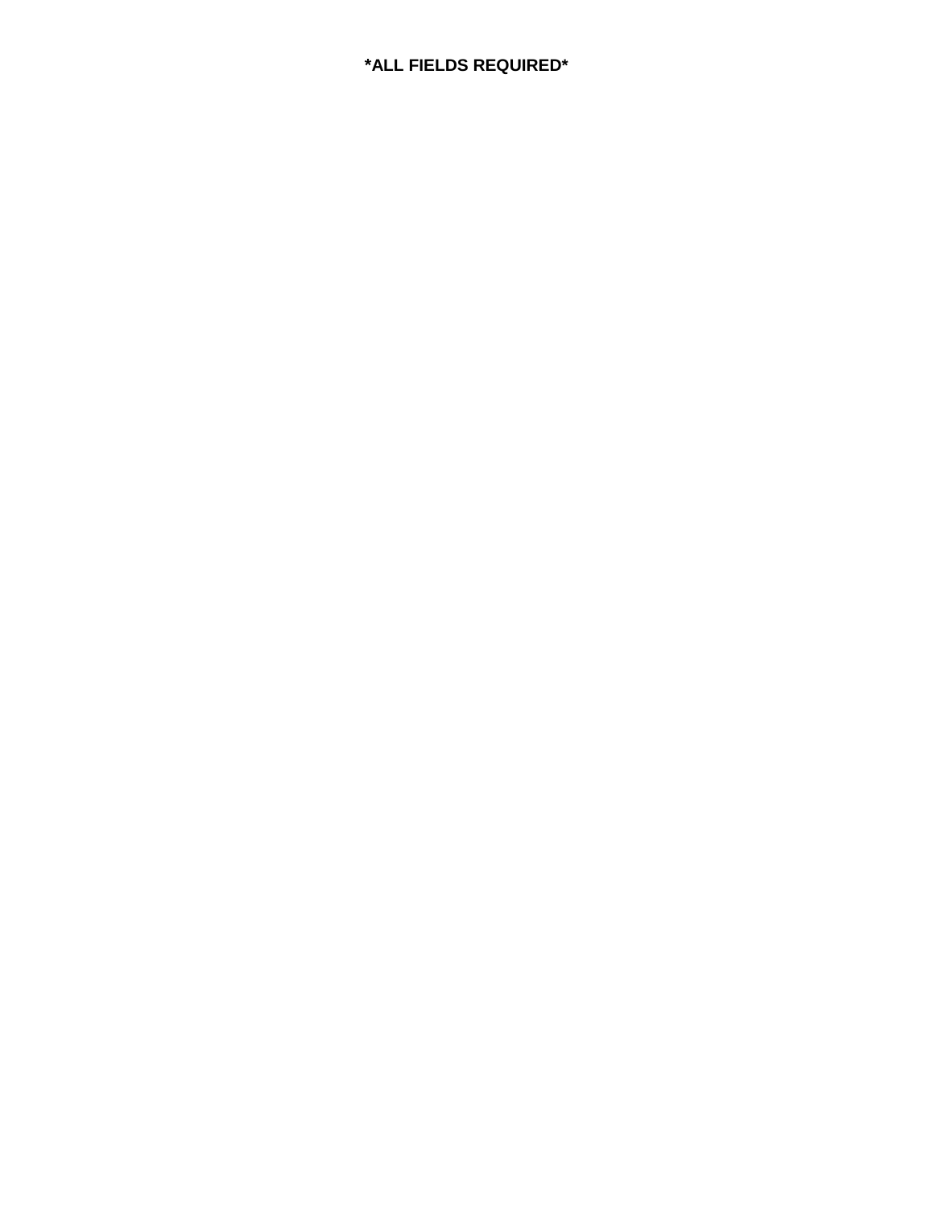**\*ALL FIELDS REQUIRED\***

***ALL FIELDS REQUIRED***